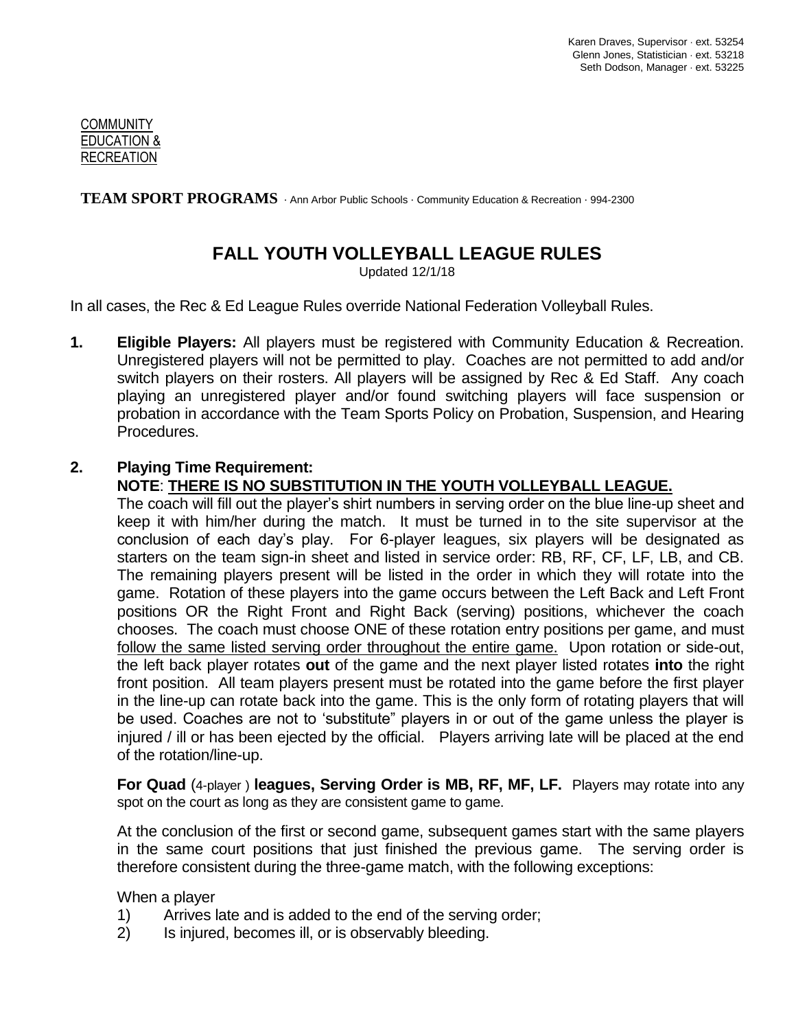Karen Draves, Supervisor · ext. 53254
Glenn Jones, Statistician · ext. 53218
Seth Dodson, Manager · ext. 53225

COMMUNITY
EDUCATION &
RECREATION

**TEAM SPORT PROGRAMS** · Ann Arbor Public Schools · Community Education & Recreation · 994-2300

# FALL YOUTH VOLLEYBALL LEAGUE RULES

Updated 12/1/18

In all cases, the Rec & Ed League Rules override National Federation Volleyball Rules.

**1. Eligible Players:** All players must be registered with Community Education & Recreation. Unregistered players will not be permitted to play. Coaches are not permitted to add and/or switch players on their rosters. All players will be assigned by Rec & Ed Staff. Any coach playing an unregistered player and/or found switching players will face suspension or probation in accordance with the Team Sports Policy on Probation, Suspension, and Hearing Procedures.

**2. Playing Time Requirement:**

**NOTE**: **THERE IS NO SUBSTITUTION IN THE YOUTH VOLLEYBALL LEAGUE.**

The coach will fill out the player's shirt numbers in serving order on the blue line-up sheet and keep it with him/her during the match. It must be turned in to the site supervisor at the conclusion of each day's play. For 6-player leagues, six players will be designated as starters on the team sign-in sheet and listed in service order: RB, RF, CF, LF, LB, and CB. The remaining players present will be listed in the order in which they will rotate into the game. Rotation of these players into the game occurs between the Left Back and Left Front positions OR the Right Front and Right Back (serving) positions, whichever the coach chooses. The coach must choose ONE of these rotation entry positions per game, and must follow the same listed serving order throughout the entire game. Upon rotation or side-out, the left back player rotates **out** of the game and the next player listed rotates **into** the right front position. All team players present must be rotated into the game before the first player in the line-up can rotate back into the game. This is the only form of rotating players that will be used. Coaches are not to 'substitute" players in or out of the game unless the player is injured / ill or has been ejected by the official. Players arriving late will be placed at the end of the rotation/line-up.

**For Quad** (4-player ) **leagues, Serving Order is MB, RF, MF, LF.** Players may rotate into any spot on the court as long as they are consistent game to game.

At the conclusion of the first or second game, subsequent games start with the same players in the same court positions that just finished the previous game. The serving order is therefore consistent during the three-game match, with the following exceptions:

When a player

1) Arrives late and is added to the end of the serving order;
2) Is injured, becomes ill, or is observably bleeding.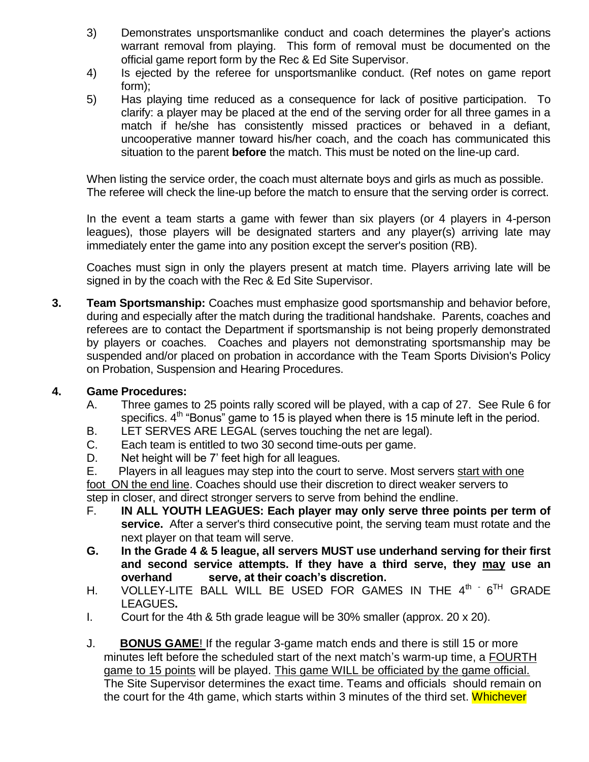3) Demonstrates unsportsmanlike conduct and coach determines the player's actions warrant removal from playing. This form of removal must be documented on the official game report form by the Rec & Ed Site Supervisor.
4) Is ejected by the referee for unsportsmanlike conduct. (Ref notes on game report form);
5) Has playing time reduced as a consequence for lack of positive participation. To clarify: a player may be placed at the end of the serving order for all three games in a match if he/she has consistently missed practices or behaved in a defiant, uncooperative manner toward his/her coach, and the coach has communicated this situation to the parent **before** the match. This must be noted on the line-up card.

When listing the service order, the coach must alternate boys and girls as much as possible. The referee will check the line-up before the match to ensure that the serving order is correct.

In the event a team starts a game with fewer than six players (or 4 players in 4-person leagues), those players will be designated starters and any player(s) arriving late may immediately enter the game into any position except the server's position (RB).

Coaches must sign in only the players present at match time. Players arriving late will be signed in by the coach with the Rec & Ed Site Supervisor.

**3. Team Sportsmanship:** Coaches must emphasize good sportsmanship and behavior before, during and especially after the match during the traditional handshake. Parents, coaches and referees are to contact the Department if sportsmanship is not being properly demonstrated by players or coaches. Coaches and players not demonstrating sportsmanship may be suspended and/or placed on probation in accordance with the Team Sports Division's Policy on Probation, Suspension and Hearing Procedures.

**4. Game Procedures:**

A. Three games to 25 points rally scored will be played, with a cap of 27. See Rule 6 for specifics. 4th "Bonus" game to 15 is played when there is 15 minute left in the period.

B. LET SERVES ARE LEGAL (serves touching the net are legal).

C. Each team is entitled to two 30 second time-outs per game.

D. Net height will be 7' feet high for all leagues.

E. Players in all leagues may step into the court to serve. Most servers <u>start with one foot ON the end line</u>. Coaches should use their discretion to direct weaker servers to step in closer, and direct stronger servers to serve from behind the endline.

F. **IN ALL YOUTH LEAGUES: Each player may only serve three points per term of service.** After a server's third consecutive point, the serving team must rotate and the next player on that team will serve.

**G. In the Grade 4 & 5 league, all servers MUST use underhand serving for their first and second service attempts. If they have a third serve, they <u>may</u> use an overhand serve, at their coach's discretion.**

H. VOLLEY-LITE BALL WILL BE USED FOR GAMES IN THE 4th - 6TH GRADE LEAGUES**.**

I. Court for the 4th & 5th grade league will be 30% smaller (approx. 20 x 20).

J. **<u>BONUS GAME</u>**! If the regular 3-game match ends and there is still 15 or more minutes left before the scheduled start of the next match's warm-up time, a <u>FOURTH game to 15 points</u> will be played. <u>This game WILL be officiated by the game official.</u> The Site Supervisor determines the exact time. Teams and officials should remain on the court for the 4th game, which starts within 3 minutes of the third set. Whichever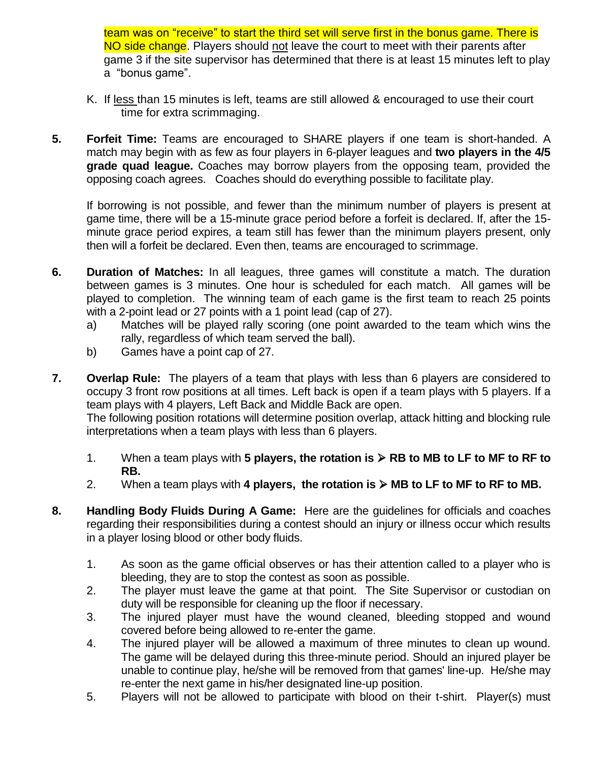team was on “receive” to start the third set will serve first in the bonus game. There is NO side change. Players should not leave the court to meet with their parents after game 3 if the site supervisor has determined that there is at least 15 minutes left to play a “bonus game”.

K. If less than 15 minutes is left, teams are still allowed & encouraged to use their court time for extra scrimmaging.

**5. Forfeit Time:** Teams are encouraged to SHARE players if one team is short-handed. A match may begin with as few as four players in 6-player leagues and **two players in the 4/5 grade quad league.** Coaches may borrow players from the opposing team, provided the opposing coach agrees. Coaches should do everything possible to facilitate play.

If borrowing is not possible, and fewer than the minimum number of players is present at game time, there will be a 15-minute grace period before a forfeit is declared. If, after the 15-minute grace period expires, a team still has fewer than the minimum players present, only then will a forfeit be declared. Even then, teams are encouraged to scrimmage.

**6. Duration of Matches:** In all leagues, three games will constitute a match. The duration between games is 3 minutes. One hour is scheduled for each match. All games will be played to completion. The winning team of each game is the first team to reach 25 points with a 2-point lead or 27 points with a 1 point lead (cap of 27).

a) Matches will be played rally scoring (one point awarded to the team which wins the rally, regardless of which team served the ball).

b) Games have a point cap of 27.

**7. Overlap Rule:** The players of a team that plays with less than 6 players are considered to occupy 3 front row positions at all times. Left back is open if a team plays with 5 players. If a team plays with 4 players, Left Back and Middle Back are open.
The following position rotations will determine position overlap, attack hitting and blocking rule interpretations when a team plays with less than 6 players.

1. When a team plays with **5 players, the rotation is ➢ RB to MB to LF to MF to RF to RB.**
2. When a team plays with **4 players, the rotation is ➢ MB to LF to MF to RF to MB.**

**8. Handling Body Fluids During A Game:** Here are the guidelines for officials and coaches regarding their responsibilities during a contest should an injury or illness occur which results in a player losing blood or other body fluids.

1. As soon as the game official observes or has their attention called to a player who is bleeding, they are to stop the contest as soon as possible.
2. The player must leave the game at that point. The Site Supervisor or custodian on duty will be responsible for cleaning up the floor if necessary.
3. The injured player must have the wound cleaned, bleeding stopped and wound covered before being allowed to re-enter the game.
4. The injured player will be allowed a maximum of three minutes to clean up wound. The game will be delayed during this three-minute period. Should an injured player be unable to continue play, he/she will be removed from that games' line-up. He/she may re-enter the next game in his/her designated line-up position.
5. Players will not be allowed to participate with blood on their t-shirt. Player(s) must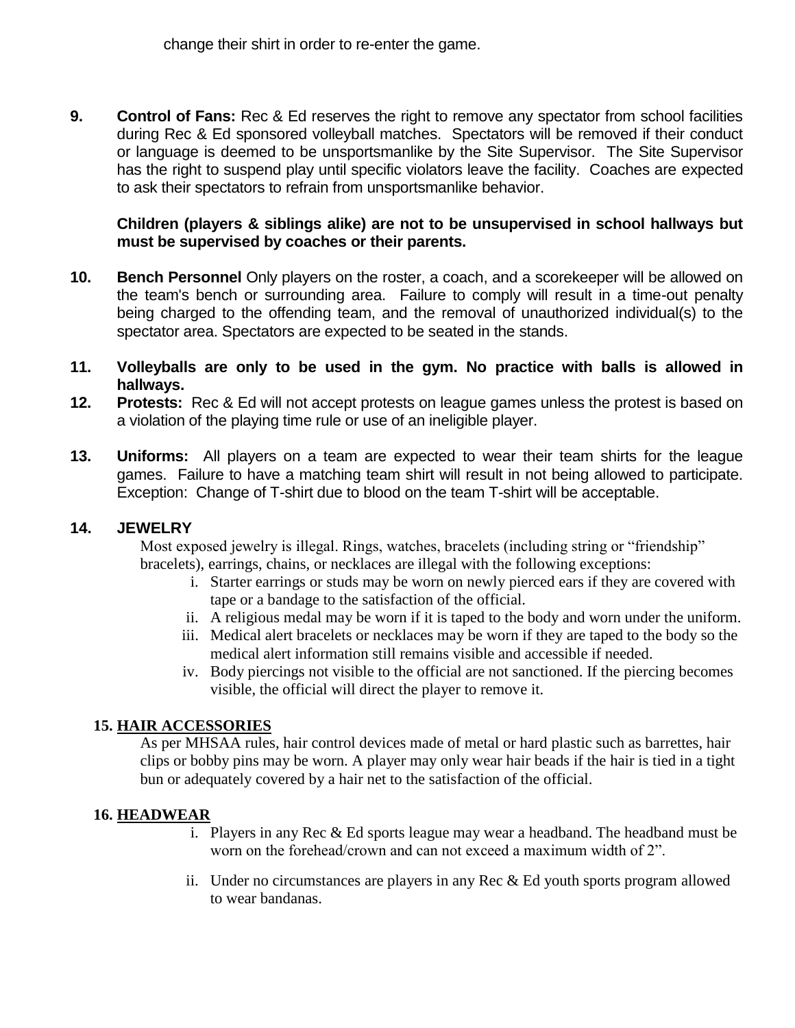change their shirt in order to re-enter the game.

**9. Control of Fans:** Rec & Ed reserves the right to remove any spectator from school facilities during Rec & Ed sponsored volleyball matches. Spectators will be removed if their conduct or language is deemed to be unsportsmanlike by the Site Supervisor. The Site Supervisor has the right to suspend play until specific violators leave the facility. Coaches are expected to ask their spectators to refrain from unsportsmanlike behavior.

**Children (players & siblings alike) are not to be unsupervised in school hallways but must be supervised by coaches or their parents.**

**10. Bench Personnel** Only players on the roster, a coach, and a scorekeeper will be allowed on the team's bench or surrounding area. Failure to comply will result in a time-out penalty being charged to the offending team, and the removal of unauthorized individual(s) to the spectator area. Spectators are expected to be seated in the stands.

**11. Volleyballs are only to be used in the gym. No practice with balls is allowed in hallways.**

**12. Protests:** Rec & Ed will not accept protests on league games unless the protest is based on a violation of the playing time rule or use of an ineligible player.

**13. Uniforms:** All players on a team are expected to wear their team shirts for the league games. Failure to have a matching team shirt will result in not being allowed to participate. Exception: Change of T-shirt due to blood on the team T-shirt will be acceptable.

**14. JEWELRY**

Most exposed jewelry is illegal. Rings, watches, bracelets (including string or "friendship" bracelets), earrings, chains, or necklaces are illegal with the following exceptions:

i. Starter earrings or studs may be worn on newly pierced ears if they are covered with tape or a bandage to the satisfaction of the official.
ii. A religious medal may be worn if it is taped to the body and worn under the uniform.
iii. Medical alert bracelets or necklaces may be worn if they are taped to the body so the medical alert information still remains visible and accessible if needed.
iv. Body piercings not visible to the official are not sanctioned. If the piercing becomes visible, the official will direct the player to remove it.

**15. HAIR ACCESSORIES**

As per MHSAA rules, hair control devices made of metal or hard plastic such as barrettes, hair clips or bobby pins may be worn. A player may only wear hair beads if the hair is tied in a tight bun or adequately covered by a hair net to the satisfaction of the official.

**16. HEADWEAR**

i. Players in any Rec & Ed sports league may wear a headband. The headband must be worn on the forehead/crown and can not exceed a maximum width of 2".

ii. Under no circumstances are players in any Rec & Ed youth sports program allowed to wear bandanas.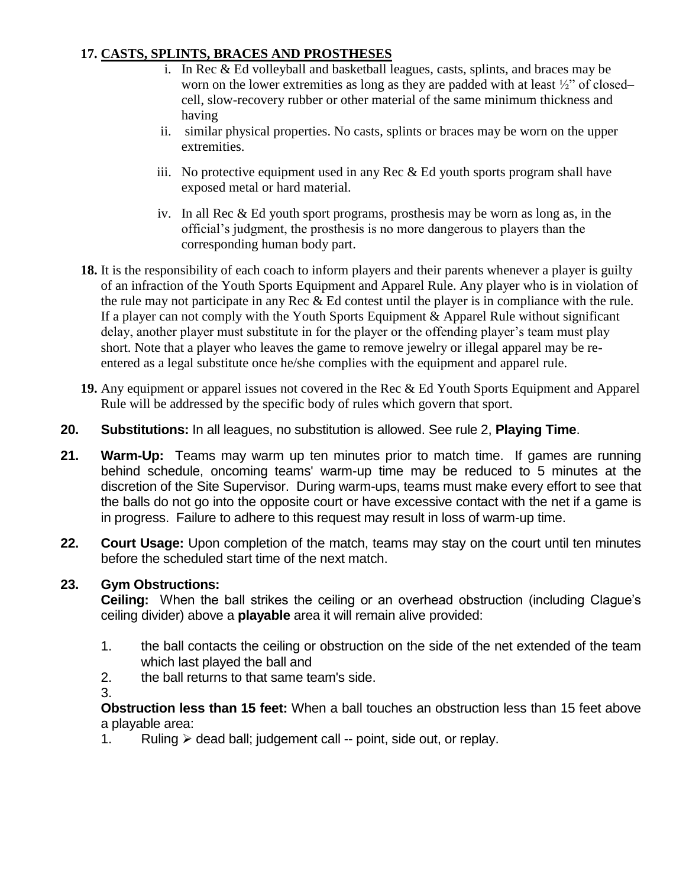**17. CASTS, SPLINTS, BRACES AND PROSTHESES**

i. In Rec & Ed volleyball and basketball leagues, casts, splints, and braces may be worn on the lower extremities as long as they are padded with at least ½" of closed–cell, slow-recovery rubber or other material of the same minimum thickness and having

ii. similar physical properties. No casts, splints or braces may be worn on the upper extremities.

iii. No protective equipment used in any Rec & Ed youth sports program shall have exposed metal or hard material.

iv. In all Rec & Ed youth sport programs, prosthesis may be worn as long as, in the official's judgment, the prosthesis is no more dangerous to players than the corresponding human body part.

**18.** It is the responsibility of each coach to inform players and their parents whenever a player is guilty of an infraction of the Youth Sports Equipment and Apparel Rule. Any player who is in violation of the rule may not participate in any Rec & Ed contest until the player is in compliance with the rule. If a player can not comply with the Youth Sports Equipment & Apparel Rule without significant delay, another player must substitute in for the player or the offending player's team must play short. Note that a player who leaves the game to remove jewelry or illegal apparel may be re-entered as a legal substitute once he/she complies with the equipment and apparel rule.

**19.** Any equipment or apparel issues not covered in the Rec & Ed Youth Sports Equipment and Apparel Rule will be addressed by the specific body of rules which govern that sport.

**20. Substitutions:** In all leagues, no substitution is allowed. See rule 2, **Playing Time**.

**21. Warm-Up:** Teams may warm up ten minutes prior to match time. If games are running behind schedule, oncoming teams' warm-up time may be reduced to 5 minutes at the discretion of the Site Supervisor. During warm-ups, teams must make every effort to see that the balls do not go into the opposite court or have excessive contact with the net if a game is in progress. Failure to adhere to this request may result in loss of warm-up time.

**22. Court Usage:** Upon completion of the match, teams may stay on the court until ten minutes before the scheduled start time of the next match.

**23. Gym Obstructions:**

**Ceiling:** When the ball strikes the ceiling or an overhead obstruction (including Clague's ceiling divider) above a **playable** area it will remain alive provided:

1. the ball contacts the ceiling or obstruction on the side of the net extended of the team which last played the ball and
2. the ball returns to that same team's side.
3.

**Obstruction less than 15 feet:** When a ball touches an obstruction less than 15 feet above a playable area:

1. Ruling ➢ dead ball; judgement call -- point, side out, or replay.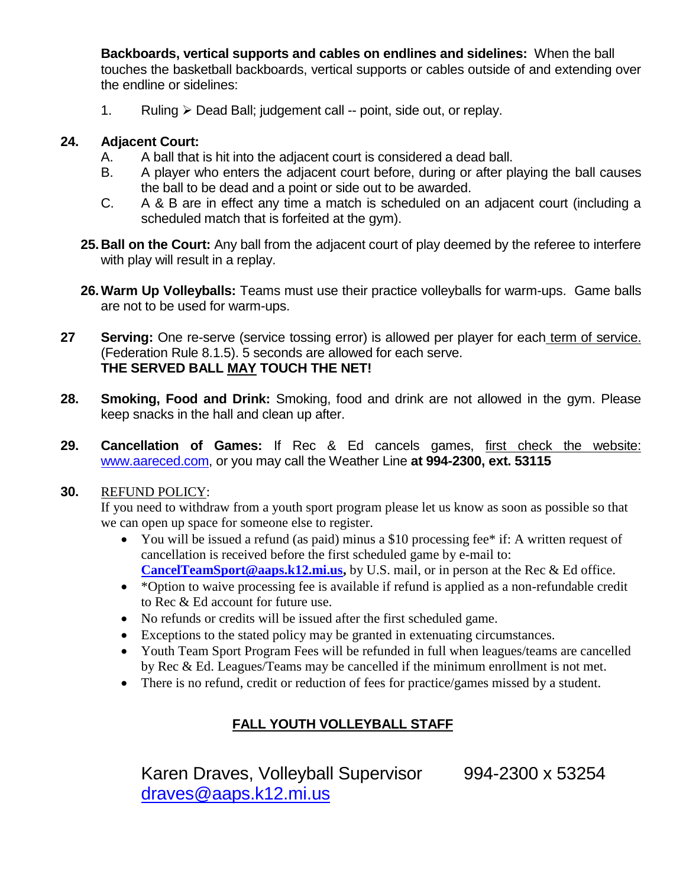**Backboards, vertical supports and cables on endlines and sidelines:** When the ball touches the basketball backboards, vertical supports or cables outside of and extending over the endline or sidelines:

1. Ruling ➢ Dead Ball; judgement call -- point, side out, or replay.

**24. Adjacent Court:**

A. A ball that is hit into the adjacent court is considered a dead ball.

B. A player who enters the adjacent court before, during or after playing the ball causes the ball to be dead and a point or side out to be awarded.

C. A & B are in effect any time a match is scheduled on an adjacent court (including a scheduled match that is forfeited at the gym).

**25. Ball on the Court:** Any ball from the adjacent court of play deemed by the referee to interfere with play will result in a replay.

**26. Warm Up Volleyballs:** Teams must use their practice volleyballs for warm-ups. Game balls are not to be used for warm-ups.

**27 Serving:** One re-serve (service tossing error) is allowed per player for each <u>term of service.</u> (Federation Rule 8.1.5). 5 seconds are allowed for each serve.
**THE SERVED BALL <u>MAY</u> TOUCH THE NET!**

**28. Smoking, Food and Drink:** Smoking, food and drink are not allowed in the gym. Please keep snacks in the hall and clean up after.

**29. Cancellation of Games:** If Rec & Ed cancels games, <u>first check the website:</u> [www.aareced.com](http://www.aareced.com), or you may call the Weather Line **at 994-2300, ext. 53115**

**30.** <u>REFUND POLICY</u>:

If you need to withdraw from a youth sport program please let us know as soon as possible so that we can open up space for someone else to register.

- You will be issued a refund (as paid) minus a $10 processing fee* if: A written request of cancellation is received before the first scheduled game by e-mail to: **CancelTeamSport@aaps.k12.mi.us,** by U.S. mail, or in person at the Rec & Ed office.
- *Option to waive processing fee is available if refund is applied as a non-refundable credit to Rec & Ed account for future use.
- No refunds or credits will be issued after the first scheduled game.
- Exceptions to the stated policy may be granted in extenuating circumstances.
- Youth Team Sport Program Fees will be refunded in full when leagues/teams are cancelled by Rec & Ed. Leagues/Teams may be cancelled if the minimum enrollment is not met.
- There is no refund, credit or reduction of fees for practice/games missed by a student.

## <u>FALL YOUTH VOLLEYBALL STAFF</u>

Karen Draves, Volleyball Supervisor 994-2300 x 53254
draves@aaps.k12.mi.us